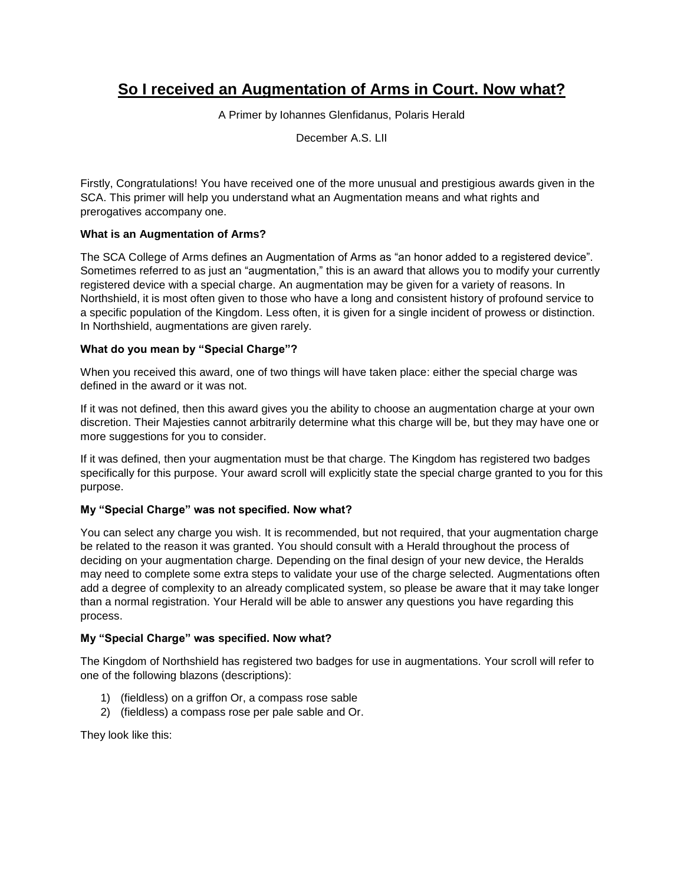# So I received an Augmentation of Arms in Court. Now what?

A Primer by Iohannes Glenfidanus, Polaris Herald

December A.S. LII

Firstly, Congratulations! You have received one of the more unusual and prestigious awards given in the SCA. This primer will help you understand what an Augmentation means and what rights and prerogatives accompany one.

**What is an Augmentation of Arms?**

The SCA College of Arms defines an Augmentation of Arms as "an honor added to a registered device". Sometimes referred to as just an "augmentation," this is an award that allows you to modify your currently registered device with a special charge. An augmentation may be given for a variety of reasons. In Northshield, it is most often given to those who have a long and consistent history of profound service to a specific population of the Kingdom. Less often, it is given for a single incident of prowess or distinction. In Northshield, augmentations are given rarely.

**What do you mean by "Special Charge"?**

When you received this award, one of two things will have taken place: either the special charge was defined in the award or it was not.

If it was not defined, then this award gives you the ability to choose an augmentation charge at your own discretion. Their Majesties cannot arbitrarily determine what this charge will be, but they may have one or more suggestions for you to consider.

If it was defined, then your augmentation must be that charge. The Kingdom has registered two badges specifically for this purpose. Your award scroll will explicitly state the special charge granted to you for this purpose.

**My "Special Charge" was not specified. Now what?**

You can select any charge you wish. It is recommended, but not required, that your augmentation charge be related to the reason it was granted. You should consult with a Herald throughout the process of deciding on your augmentation charge. Depending on the final design of your new device, the Heralds may need to complete some extra steps to validate your use of the charge selected. Augmentations often add a degree of complexity to an already complicated system, so please be aware that it may take longer than a normal registration. Your Herald will be able to answer any questions you have regarding this process.

**My "Special Charge" was specified. Now what?**

The Kingdom of Northshield has registered two badges for use in augmentations. Your scroll will refer to one of the following blazons (descriptions):

1) (fieldless) on a griffon Or, a compass rose sable
2) (fieldless) a compass rose per pale sable and Or.

They look like this: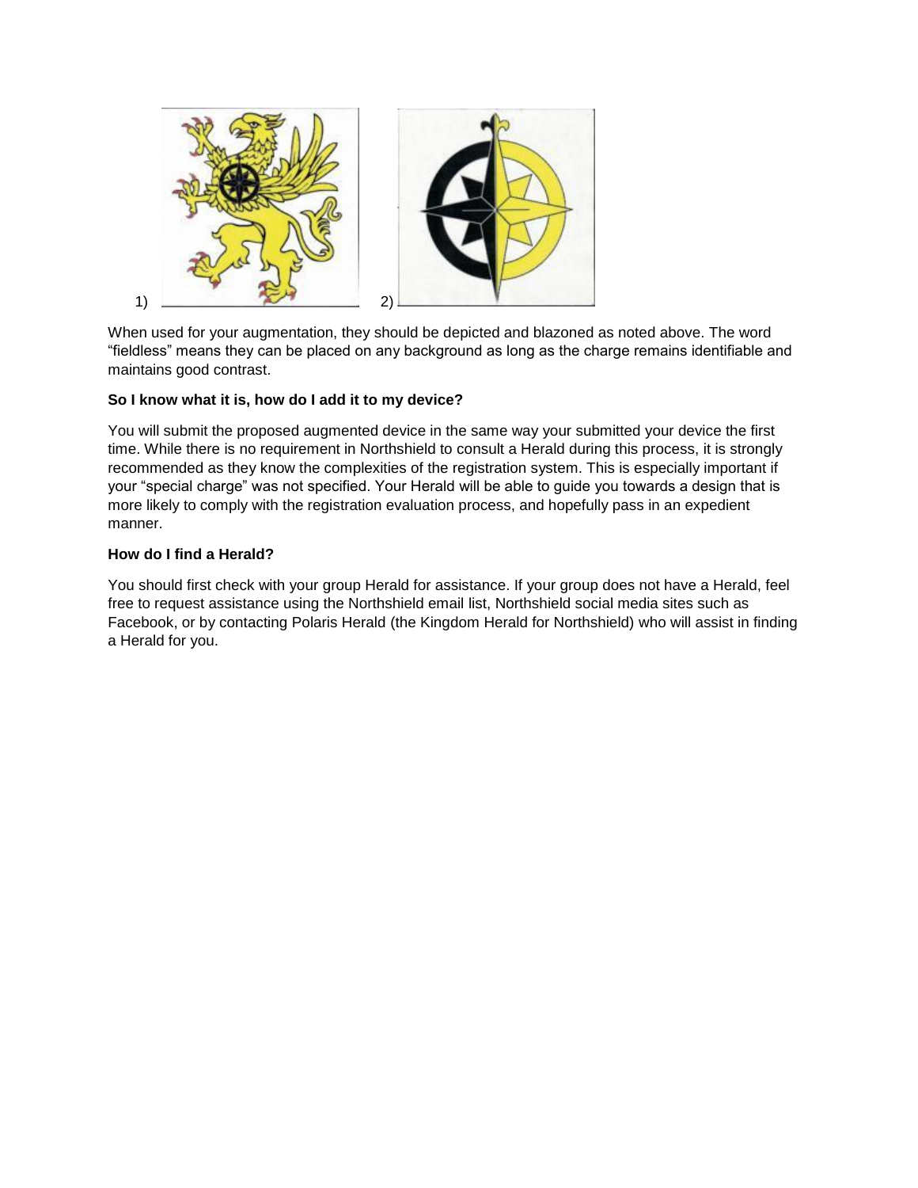1) 2)

When used for your augmentation, they should be depicted and blazoned as noted above. The word "fieldless" means they can be placed on any background as long as the charge remains identifiable and maintains good contrast.

**So I know what it is, how do I add it to my device?**

You will submit the proposed augmented device in the same way your submitted your device the first time. While there is no requirement in Northshield to consult a Herald during this process, it is strongly recommended as they know the complexities of the registration system. This is especially important if your "special charge" was not specified. Your Herald will be able to guide you towards a design that is more likely to comply with the registration evaluation process, and hopefully pass in an expedient manner.

**How do I find a Herald?**

You should first check with your group Herald for assistance. If your group does not have a Herald, feel free to request assistance using the Northshield email list, Northshield social media sites such as Facebook, or by contacting Polaris Herald (the Kingdom Herald for Northshield) who will assist in finding a Herald for you.